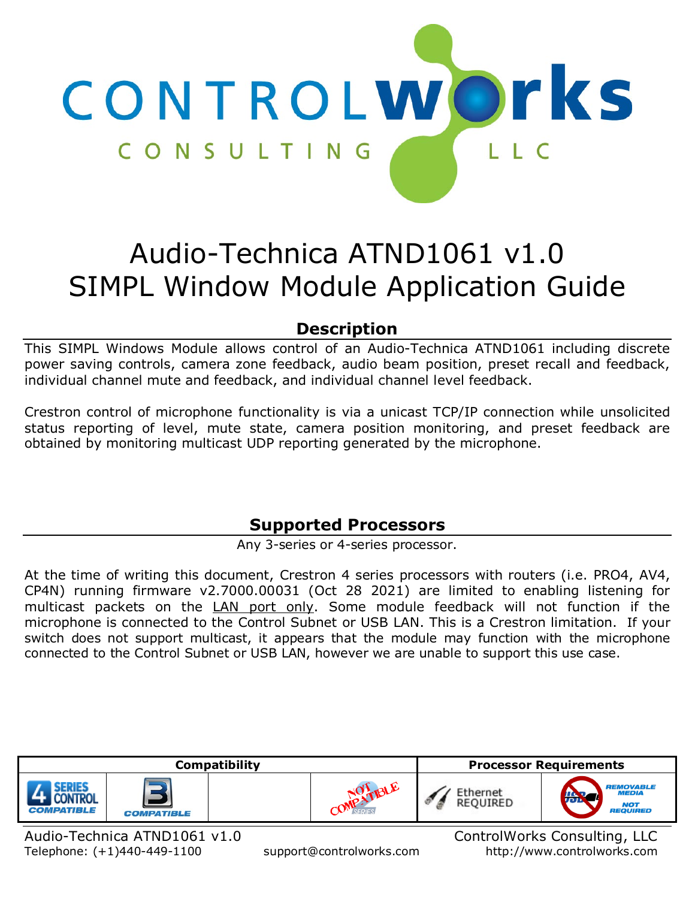# Audio-Technica ATND1061 v1.0
# SIMPL Window Module Application Guide

## Description

This SIMPL Windows Module allows control of an Audio-Technica ATND1061 including discrete power saving controls, camera zone feedback, audio beam position, preset recall and feedback, individual channel mute and feedback, and individual channel level feedback.

Crestron control of microphone functionality is via a unicast TCP/IP connection while unsolicited status reporting of level, mute state, camera position monitoring, and preset feedback are obtained by monitoring multicast UDP reporting generated by the microphone.

## Supported Processors

Any 3-series or 4-series processor.

At the time of writing this document, Crestron 4 series processors with routers (i.e. PRO4, AV4, CP4N) running firmware v2.7000.00031 (Oct 28 2021) are limited to enabling listening for multicast packets on the LAN port only. Some module feedback will not function if the microphone is connected to the Control Subnet or USB LAN. This is a Crestron limitation. If your switch does not support multicast, it appears that the module may function with the microphone connected to the Control Subnet or USB LAN, however we are unable to support this use case.

| Compatibility | | | | Processor Requirements | |
|---|---|---|---|---|---|
| 4 SERIES CONTROL COMPATIBLE | 3 COMPATIBLE | | NOT COMPATIBLE 2 SERIES | Ethernet REQUIRED | REMOVABLE MEDIA NOT REQUIRED |

Audio-Technica ATND1061 v1.0
Telephone: (+1)440-449-1100 support@controlworks.com
ControlWorks Consulting, LLC
http://www.controlworks.com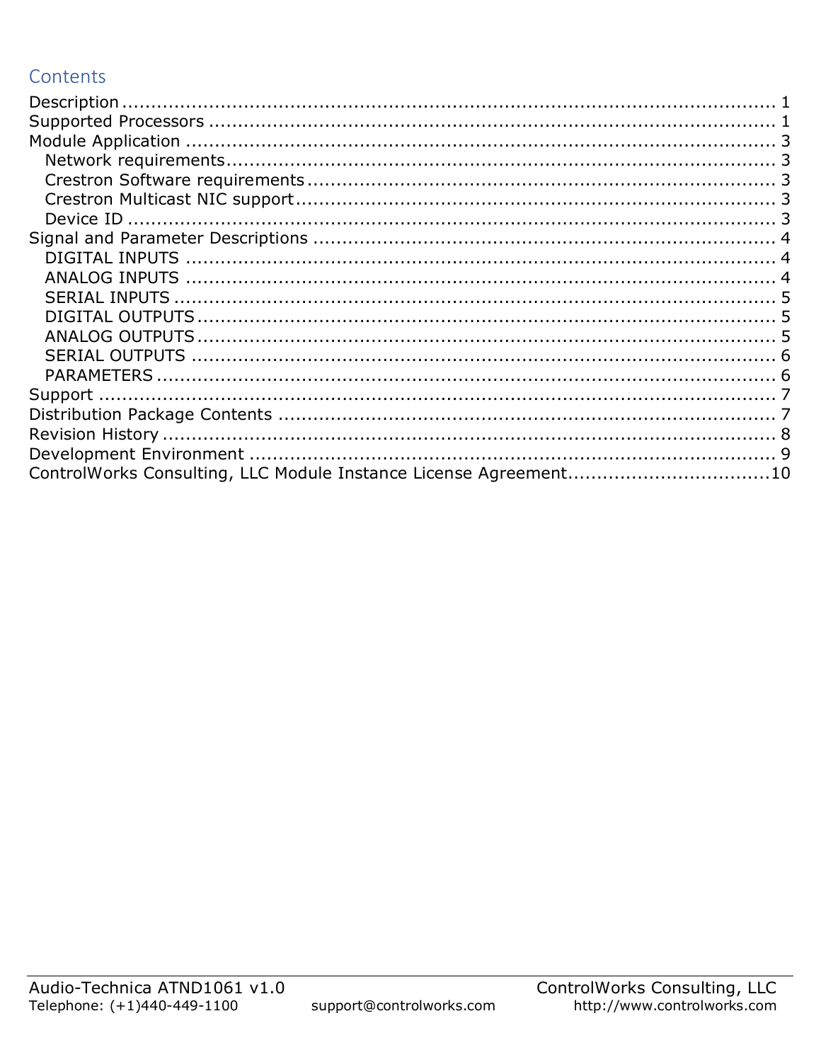## Contents

Description ........................................................................................................ 1
Supported Processors .......................................................................................... 1
Module Application .............................................................................................. 3
  Network requirements.......................................................................................... 3
  Crestron Software requirements .......................................................................... 3
  Crestron Multicast NIC support............................................................................ 3
  Device ID ............................................................................................................ 3
Signal and Parameter Descriptions ........................................................................ 4
  DIGITAL INPUTS .................................................................................................. 4
  ANALOG INPUTS .................................................................................................. 4
  SERIAL INPUTS .................................................................................................... 5
  DIGITAL OUTPUTS ................................................................................................ 5
  ANALOG OUTPUTS ................................................................................................ 5
  SERIAL OUTPUTS .................................................................................................. 6
  PARAMETERS ........................................................................................................ 6
Support ............................................................................................................... 7
Distribution Package Contents .............................................................................. 7
Revision History .................................................................................................... 8
Development Environment .................................................................................... 9
ControlWorks Consulting, LLC Module Instance License Agreement..................................10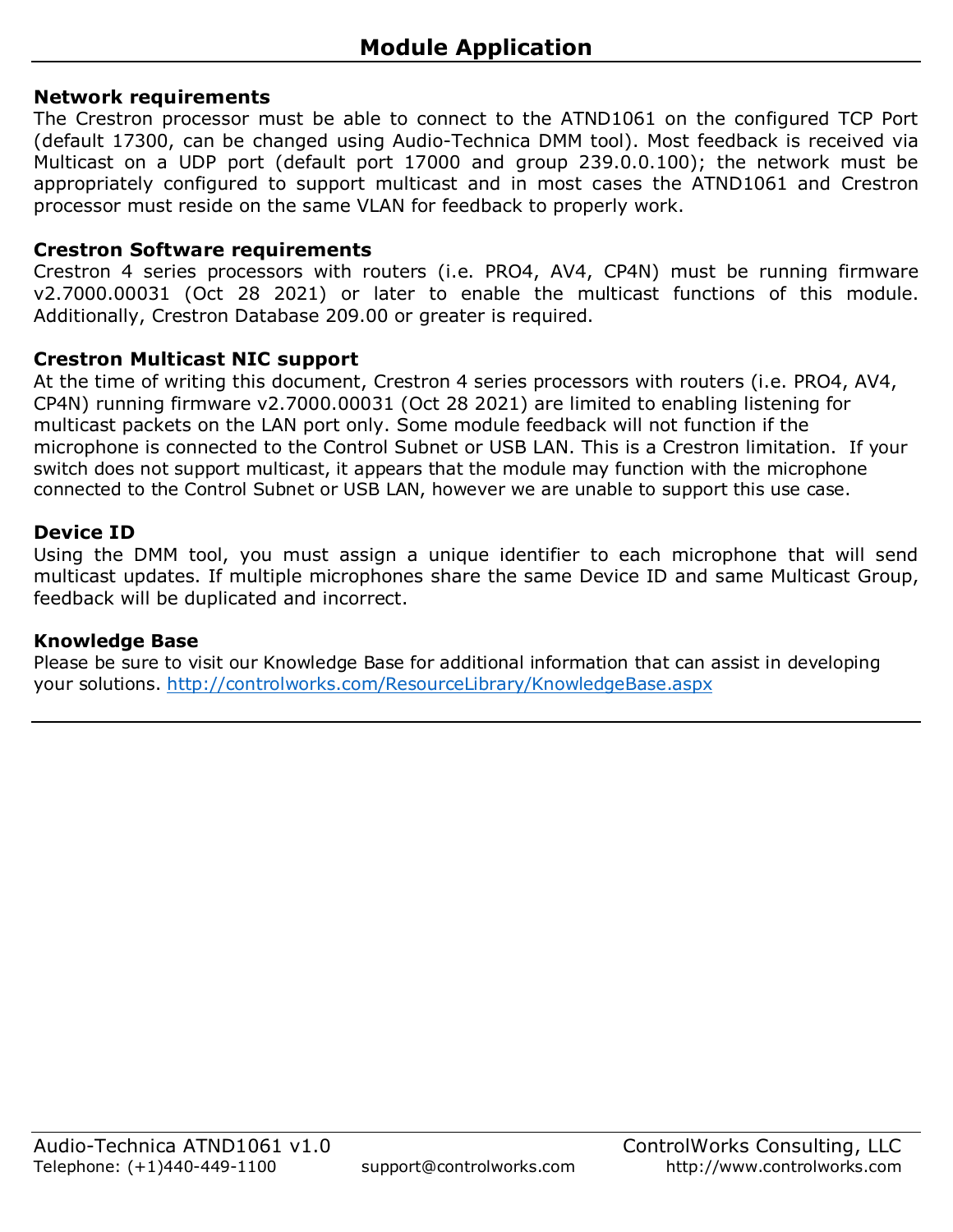# Module Application

**Network requirements**
The Crestron processor must be able to connect to the ATND1061 on the configured TCP Port (default 17300, can be changed using Audio-Technica DMM tool). Most feedback is received via Multicast on a UDP port (default port 17000 and group 239.0.0.100); the network must be appropriately configured to support multicast and in most cases the ATND1061 and Crestron processor must reside on the same VLAN for feedback to properly work.

**Crestron Software requirements**
Crestron 4 series processors with routers (i.e. PRO4, AV4, CP4N) must be running firmware v2.7000.00031 (Oct 28 2021) or later to enable the multicast functions of this module. Additionally, Crestron Database 209.00 or greater is required.

**Crestron Multicast NIC support**
At the time of writing this document, Crestron 4 series processors with routers (i.e. PRO4, AV4, CP4N) running firmware v2.7000.00031 (Oct 28 2021) are limited to enabling listening for multicast packets on the LAN port only. Some module feedback will not function if the microphone is connected to the Control Subnet or USB LAN. This is a Crestron limitation. If your switch does not support multicast, it appears that the module may function with the microphone connected to the Control Subnet or USB LAN, however we are unable to support this use case.

**Device ID**
Using the DMM tool, you must assign a unique identifier to each microphone that will send multicast updates. If multiple microphones share the same Device ID and same Multicast Group, feedback will be duplicated and incorrect.

**Knowledge Base**
Please be sure to visit our Knowledge Base for additional information that can assist in developing your solutions. http://controlworks.com/ResourceLibrary/KnowledgeBase.aspx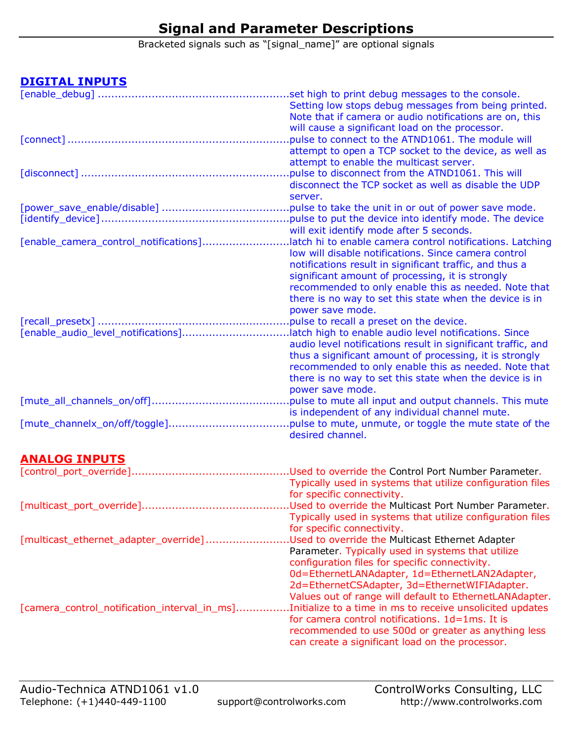# Signal and Parameter Descriptions

Bracketed signals such as "[signal_name]" are optional signals

## DIGITAL INPUTS

[enable_debug] ........................................................set high to print debug messages to the console. Setting low stops debug messages from being printed. Note that if camera or audio notifications are on, this will cause a significant load on the processor.

[connect] ................................................................pulse to connect to the ATND1061. The module will attempt to open a TCP socket to the device, as well as attempt to enable the multicast server.

[disconnect] ............................................................pulse to disconnect from the ATND1061. This will disconnect the TCP socket as well as disable the UDP server.

[power_save_enable/disable] .....................................pulse to take the unit in or out of power save mode.

[identify_device].......................................................pulse to put the device into identify mode. The device will exit identify mode after 5 seconds.

[enable_camera_control_notifications]..........................latch hi to enable camera control notifications. Latching low will disable notifications. Since camera control notifications result in significant traffic, and thus a significant amount of processing, it is strongly recommended to only enable this as needed. Note that there is no way to set this state when the device is in power save mode.

[recall_presetx] ........................................................pulse to recall a preset on the device.

[enable_audio_level_notifications]...............................latch high to enable audio level notifications. Since audio level notifications result in significant traffic, and thus a significant amount of processing, it is strongly recommended to only enable this as needed. Note that there is no way to set this state when the device is in power save mode.

[mute_all_channels_on/off]........................................pulse to mute all input and output channels. This mute is independent of any individual channel mute.

[mute_channelx_on/off/toggle]...................................pulse to mute, unmute, or toggle the mute state of the desired channel.

## ANALOG INPUTS

[control_port_override]..............................................Used to override the Control Port Number Parameter. Typically used in systems that utilize configuration files for specific connectivity.

[multicast_port_override]...........................................Used to override the Multicast Port Number Parameter. Typically used in systems that utilize configuration files for specific connectivity.

[multicast_ethernet_adapter_override].........................Used to override the Multicast Ethernet Adapter Parameter. Typically used in systems that utilize configuration files for specific connectivity. 0d=EthernetLANAdapter, 1d=EthernetLAN2Adapter, 2d=EthernetCSAdapter, 3d=EthernetWIFIAdapter. Values out of range will default to EthernetLANAdapter.

[camera_control_notification_interval_in_ms]................Initialize to a time in ms to receive unsolicited updates for camera control notifications. 1d=1ms. It is recommended to use 500d or greater as anything less can create a significant load on the processor.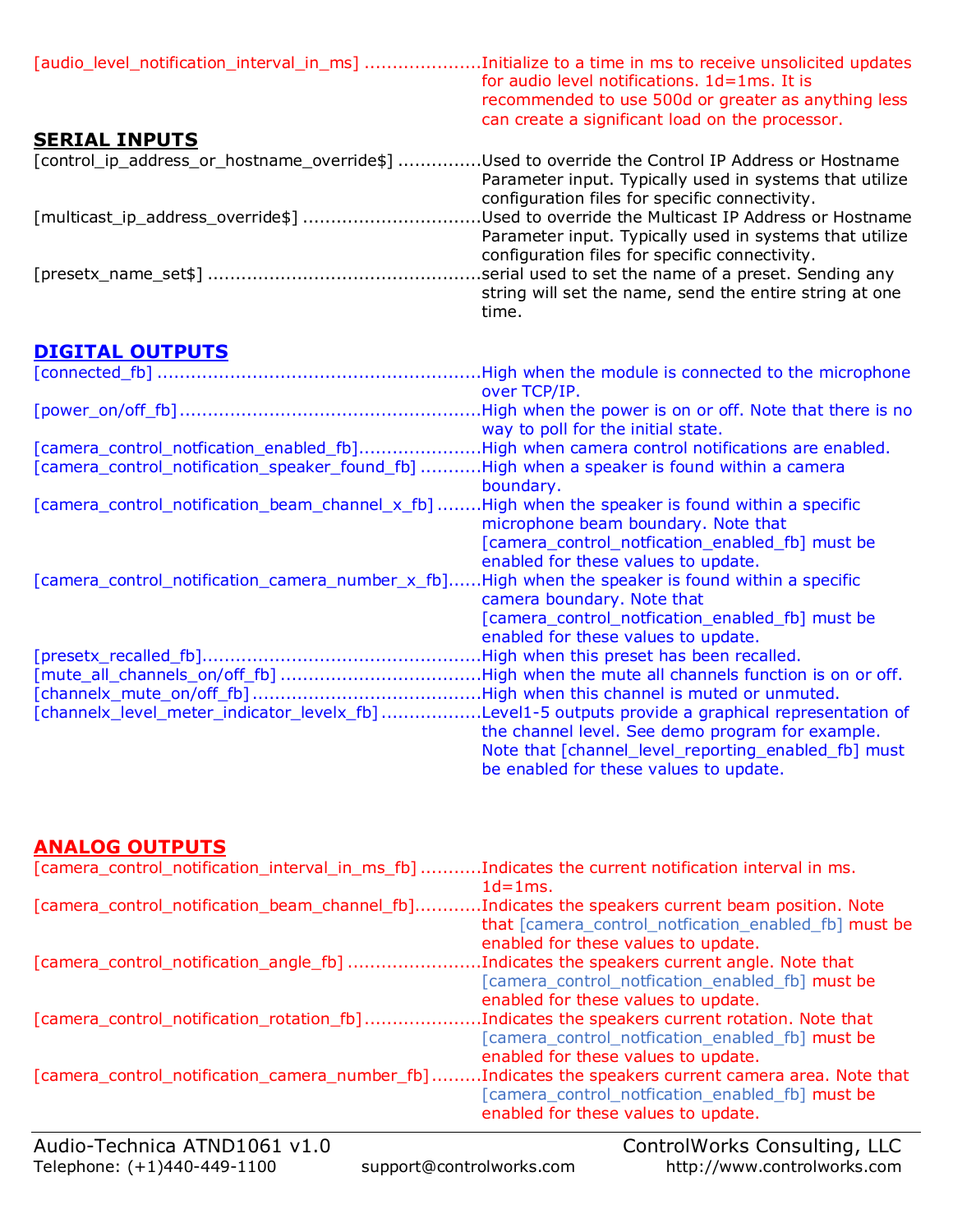[audio_level_notification_interval_in_ms] ..................... Initialize to a time in ms to receive unsolicited updates for audio level notifications. 1d=1ms. It is recommended to use 500d or greater as anything less can create a significant load on the processor.

## SERIAL INPUTS

[control_ip_address_or_hostname_override$] .............. Used to override the Control IP Address or Hostname Parameter input. Typically used in systems that utilize configuration files for specific connectivity.

[multicast_ip_address_override$] ............................... Used to override the Multicast IP Address or Hostname Parameter input. Typically used in systems that utilize configuration files for specific connectivity.

[presetx_name_set$] ................................................ serial used to set the name of a preset. Sending any string will set the name, send the entire string at one time.

## DIGITAL OUTPUTS

[connected_fb] ......................................................... High when the module is connected to the microphone over TCP/IP.

[power_on/off_fb] ..................................................... High when the power is on or off. Note that there is no way to poll for the initial state.

[camera_control_notfication_enabled_fb]..................... High when camera control notifications are enabled.

[camera_control_notification_speaker_found_fb] ........... High when a speaker is found within a camera boundary.

[camera_control_notification_beam_channel_x_fb] ........ High when the speaker is found within a specific microphone beam boundary. Note that [camera_control_notfication_enabled_fb] must be enabled for these values to update.

[camera_control_notification_camera_number_x_fb]...... High when the speaker is found within a specific camera boundary. Note that [camera_control_notfication_enabled_fb] must be enabled for these values to update.

[presetx_recalled_fb]................................................. High when this preset has been recalled.

[mute_all_channels_on/off_fb] ................................... High when the mute all channels function is on or off.

[channelx_mute_on/off_fb] ......................................... High when this channel is muted or unmuted.

[channelx_level_meter_indicator_levelx_fb] ................. Level1-5 outputs provide a graphical representation of the channel level. See demo program for example. Note that [channel_level_reporting_enabled_fb] must be enabled for these values to update.

## ANALOG OUTPUTS

[camera_control_notification_interval_in_ms_fb] ........... Indicates the current notification interval in ms. 1d=1ms.

[camera_control_notification_beam_channel_fb]............ Indicates the speakers current beam position. Note that [camera_control_notfication_enabled_fb] must be enabled for these values to update.

[camera_control_notification_angle_fb] ........................ Indicates the speakers current angle. Note that [camera_control_notfication_enabled_fb] must be enabled for these values to update.

[camera_control_notification_rotation_fb]..................... Indicates the speakers current rotation. Note that [camera_control_notfication_enabled_fb] must be enabled for these values to update.

[camera_control_notification_camera_number_fb]......... Indicates the speakers current camera area. Note that [camera_control_notfication_enabled_fb] must be enabled for these values to update.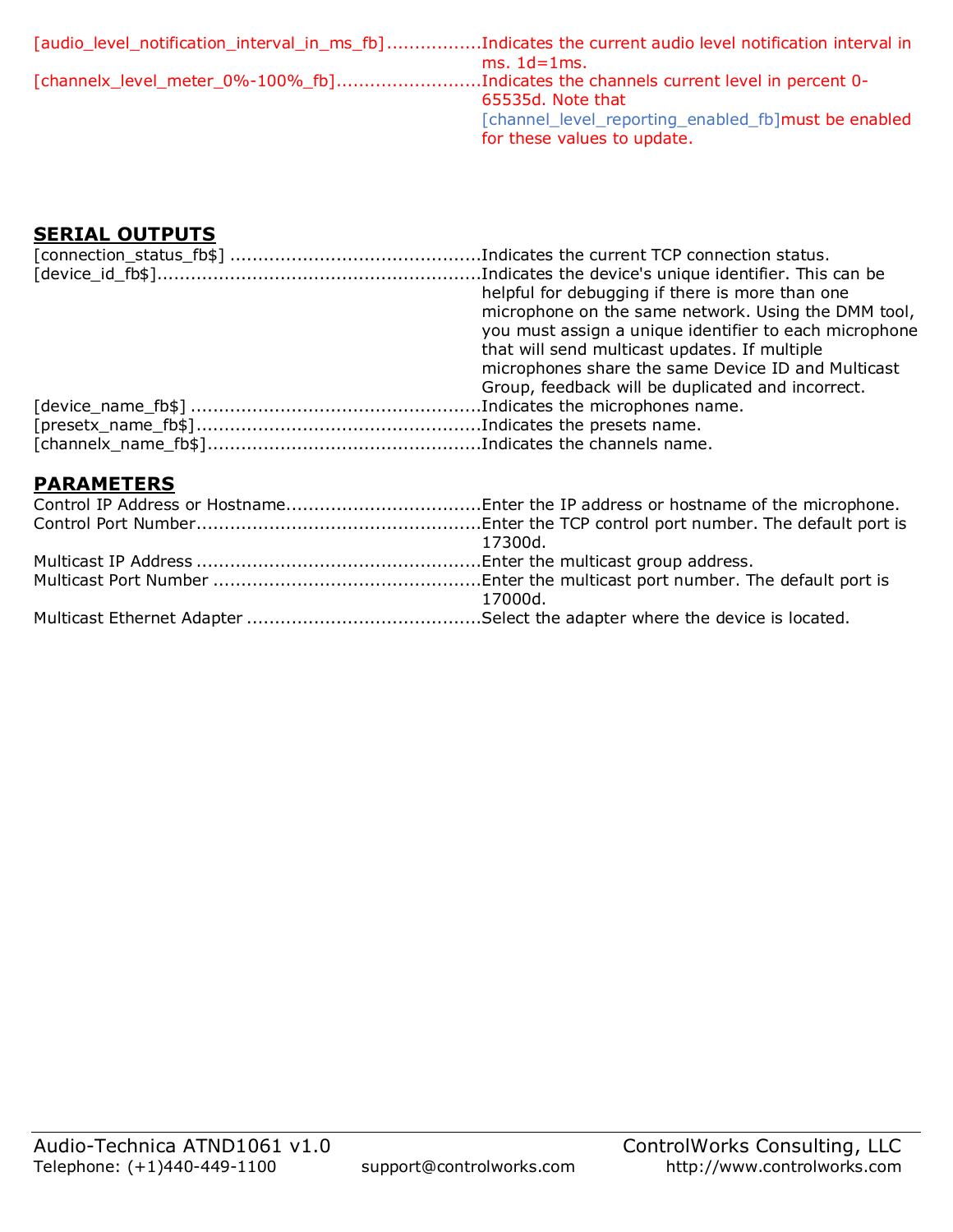[audio_level_notification_interval_in_ms_fb].................Indicates the current audio level notification interval in ms. 1d=1ms.

[channelx_level_meter_0%-100%_fb]..........................Indicates the channels current level in percent 0-65535d. Note that [channel_level_reporting_enabled_fb]must be enabled for these values to update.

## SERIAL OUTPUTS

[connection_status_fb$] ............................................Indicates the current TCP connection status.

[device_id_fb$].........................................................Indicates the device's unique identifier. This can be helpful for debugging if there is more than one microphone on the same network. Using the DMM tool, you must assign a unique identifier to each microphone that will send multicast updates. If multiple microphones share the same Device ID and Multicast Group, feedback will be duplicated and incorrect.

[device_name_fb$] ...................................................Indicates the microphones name.

[presetx_name_fb$]..................................................Indicates the presets name.

[channelx_name_fb$]................................................Indicates the channels name.

## PARAMETERS

Control IP Address or Hostname...................................Enter the IP address or hostname of the microphone.

Control Port Number..................................................Enter the TCP control port number. The default port is 17300d.

Multicast IP Address ..................................................Enter the multicast group address.

Multicast Port Number ...............................................Enter the multicast port number. The default port is 17000d.

Multicast Ethernet Adapter .........................................Select the adapter where the device is located.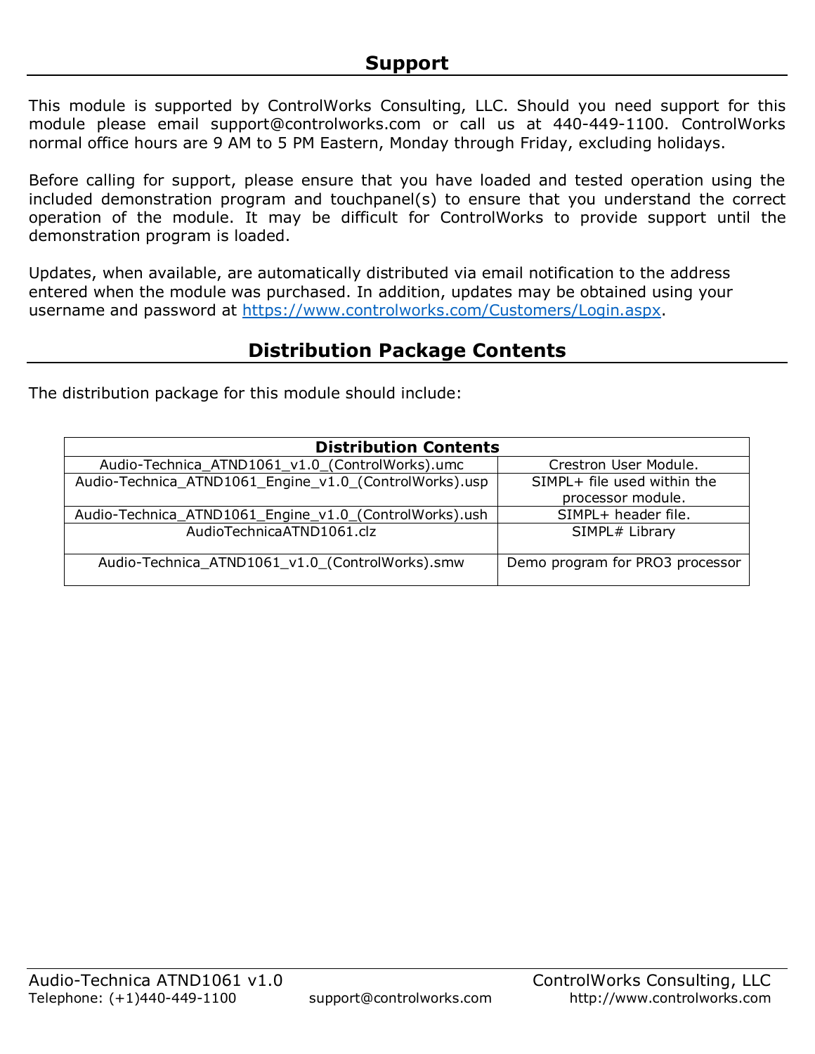## Support

This module is supported by ControlWorks Consulting, LLC. Should you need support for this module please email support@controlworks.com or call us at 440-449-1100. ControlWorks normal office hours are 9 AM to 5 PM Eastern, Monday through Friday, excluding holidays.

Before calling for support, please ensure that you have loaded and tested operation using the included demonstration program and touchpanel(s) to ensure that you understand the correct operation of the module. It may be difficult for ControlWorks to provide support until the demonstration program is loaded.

Updates, when available, are automatically distributed via email notification to the address entered when the module was purchased. In addition, updates may be obtained using your username and password at [https://www.controlworks.com/Customers/Login.aspx](https://www.controlworks.com/Customers/Login.aspx).

## Distribution Package Contents

The distribution package for this module should include:

| **Distribution Contents** | |
|---|---|
| Audio-Technica_ATND1061_v1.0_(ControlWorks).umc | Crestron User Module. |
| Audio-Technica_ATND1061_Engine_v1.0_(ControlWorks).usp | SIMPL+ file used within the processor module. |
| Audio-Technica_ATND1061_Engine_v1.0_(ControlWorks).ush | SIMPL+ header file. |
| AudioTechnicaATND1061.clz | SIMPL# Library |
| Audio-Technica_ATND1061_v1.0_(ControlWorks).smw | Demo program for PRO3 processor |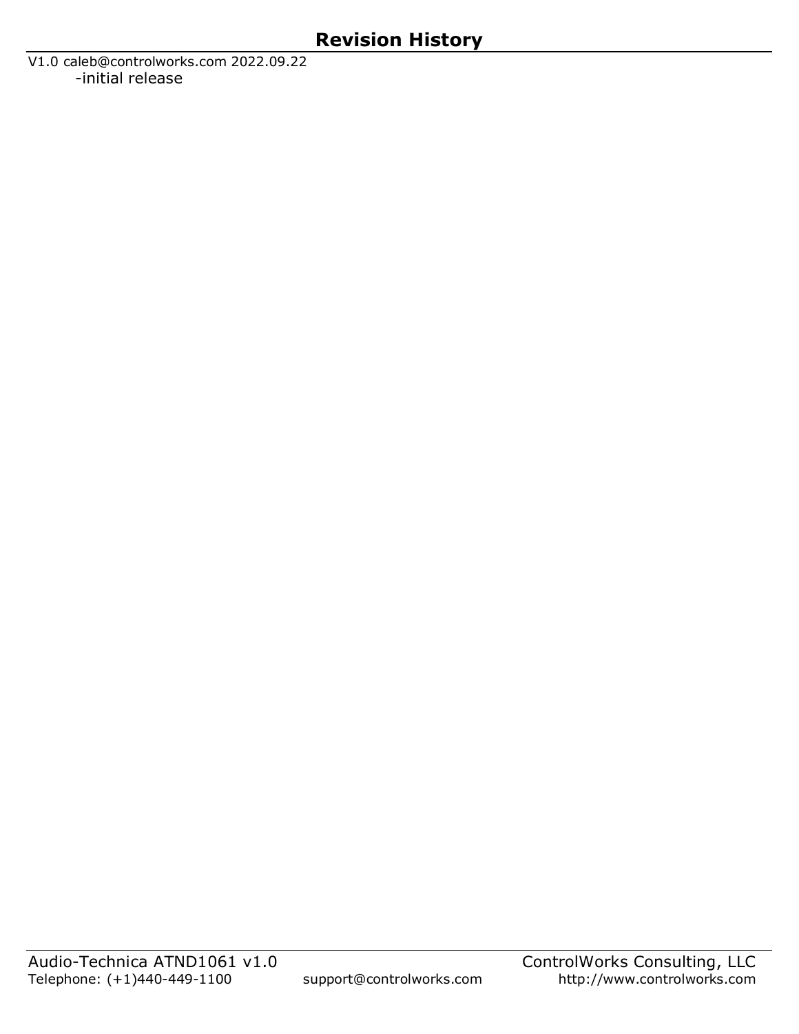# Revision History

V1.0 caleb@controlworks.com 2022.09.22

- initial release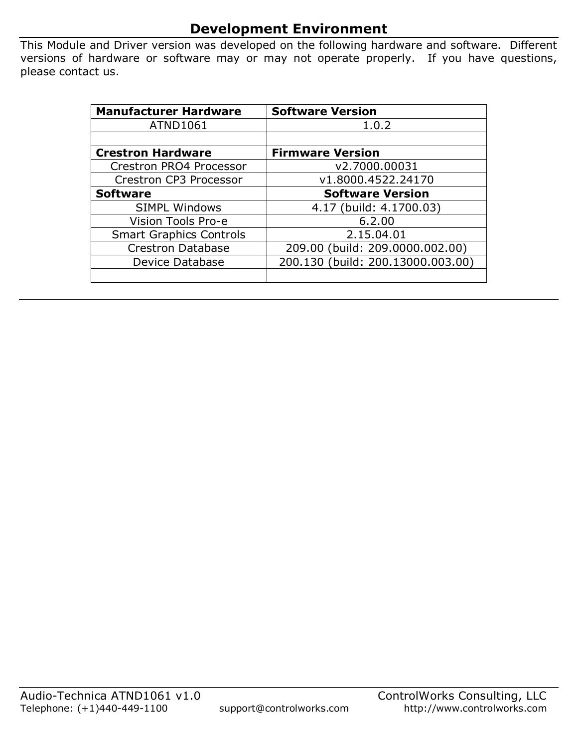## Development Environment

This Module and Driver version was developed on the following hardware and software. Different versions of hardware or software may or may not operate properly. If you have questions, please contact us.

| **Manufacturer Hardware** | **Software Version** |
|---|---|
| ATND1061 | 1.0.2 |
| | |
| **Crestron Hardware** | **Firmware Version** |
| Crestron PRO4 Processor | v2.7000.00031 |
| Crestron CP3 Processor | v1.8000.4522.24170 |
| **Software** | **Software Version** |
| SIMPL Windows | 4.17 (build: 4.1700.03) |
| Vision Tools Pro-e | 6.2.00 |
| Smart Graphics Controls | 2.15.04.01 |
| Crestron Database | 209.00 (build: 209.0000.002.00) |
| Device Database | 200.130 (build: 200.13000.003.00) |
| | |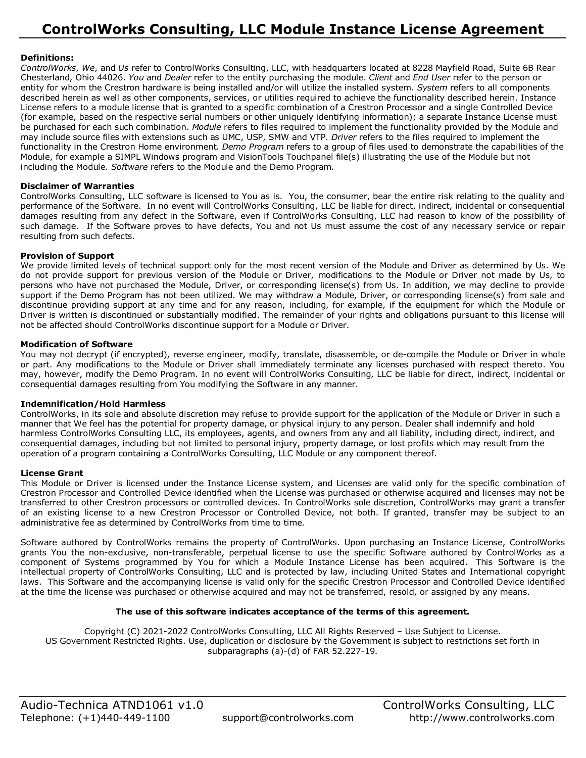# ControlWorks Consulting, LLC Module Instance License Agreement

**Definitions:**
*ControlWorks*, *We*, and *Us* refer to ControlWorks Consulting, LLC, with headquarters located at 8228 Mayfield Road, Suite 6B Rear Chesterland, Ohio 44026. *You* and *Dealer* refer to the entity purchasing the module. *Client* and *End User* refer to the person or entity for whom the Crestron hardware is being installed and/or will utilize the installed system. *System* refers to all components described herein as well as other components, services, or utilities required to achieve the functionality described herein. Instance License refers to a module license that is granted to a specific combination of a Crestron Processor and a single Controlled Device (for example, based on the respective serial numbers or other uniquely identifying information); a separate Instance License must be purchased for each such combination. *Module* refers to files required to implement the functionality provided by the Module and may include source files with extensions such as UMC, USP, SMW and VTP. *Driver* refers to the files required to implement the functionality in the Crestron Home environment. *Demo Program* refers to a group of files used to demonstrate the capabilities of the Module, for example a SIMPL Windows program and VisionTools Touchpanel file(s) illustrating the use of the Module but not including the Module. *Software* refers to the Module and the Demo Program.

**Disclaimer of Warranties**
ControlWorks Consulting, LLC software is licensed to You as is. You, the consumer, bear the entire risk relating to the quality and performance of the Software. In no event will ControlWorks Consulting, LLC be liable for direct, indirect, incidental or consequential damages resulting from any defect in the Software, even if ControlWorks Consulting, LLC had reason to know of the possibility of such damage. If the Software proves to have defects, You and not Us must assume the cost of any necessary service or repair resulting from such defects.

**Provision of Support**
We provide limited levels of technical support only for the most recent version of the Module and Driver as determined by Us. We do not provide support for previous version of the Module or Driver, modifications to the Module or Driver not made by Us, to persons who have not purchased the Module, Driver, or corresponding license(s) from Us. In addition, we may decline to provide support if the Demo Program has not been utilized. We may withdraw a Module, Driver, or corresponding license(s) from sale and discontinue providing support at any time and for any reason, including, for example, if the equipment for which the Module or Driver is written is discontinued or substantially modified. The remainder of your rights and obligations pursuant to this license will not be affected should ControlWorks discontinue support for a Module or Driver.

**Modification of Software**
You may not decrypt (if encrypted), reverse engineer, modify, translate, disassemble, or de-compile the Module or Driver in whole or part. Any modifications to the Module or Driver shall immediately terminate any licenses purchased with respect thereto. You may, however, modify the Demo Program. In no event will ControlWorks Consulting, LLC be liable for direct, indirect, incidental or consequential damages resulting from You modifying the Software in any manner.

**Indemnification/Hold Harmless**
ControlWorks, in its sole and absolute discretion may refuse to provide support for the application of the Module or Driver in such a manner that We feel has the potential for property damage, or physical injury to any person. Dealer shall indemnify and hold harmless ControlWorks Consulting LLC, its employees, agents, and owners from any and all liability, including direct, indirect, and consequential damages, including but not limited to personal injury, property damage, or lost profits which may result from the operation of a program containing a ControlWorks Consulting, LLC Module or any component thereof.

**License Grant**
This Module or Driver is licensed under the Instance License system, and Licenses are valid only for the specific combination of Crestron Processor and Controlled Device identified when the License was purchased or otherwise acquired and licenses may not be transferred to other Crestron processors or controlled devices. In ControlWorks sole discretion, ControlWorks may grant a transfer of an existing license to a new Crestron Processor or Controlled Device, not both. If granted, transfer may be subject to an administrative fee as determined by ControlWorks from time to time.

Software authored by ControlWorks remains the property of ControlWorks. Upon purchasing an Instance License, ControlWorks grants You the non-exclusive, non-transferable, perpetual license to use the specific Software authored by ControlWorks as a component of Systems programmed by You for which a Module Instance License has been acquired. This Software is the intellectual property of ControlWorks Consulting, LLC and is protected by law, including United States and International copyright laws. This Software and the accompanying license is valid only for the specific Crestron Processor and Controlled Device identified at the time the license was purchased or otherwise acquired and may not be transferred, resold, or assigned by any means.

**The use of this software indicates acceptance of the terms of this agreement.**

Copyright (C) 2021-2022 ControlWorks Consulting, LLC All Rights Reserved – Use Subject to License.
US Government Restricted Rights. Use, duplication or disclosure by the Government is subject to restrictions set forth in subparagraphs (a)-(d) of FAR 52.227-19.